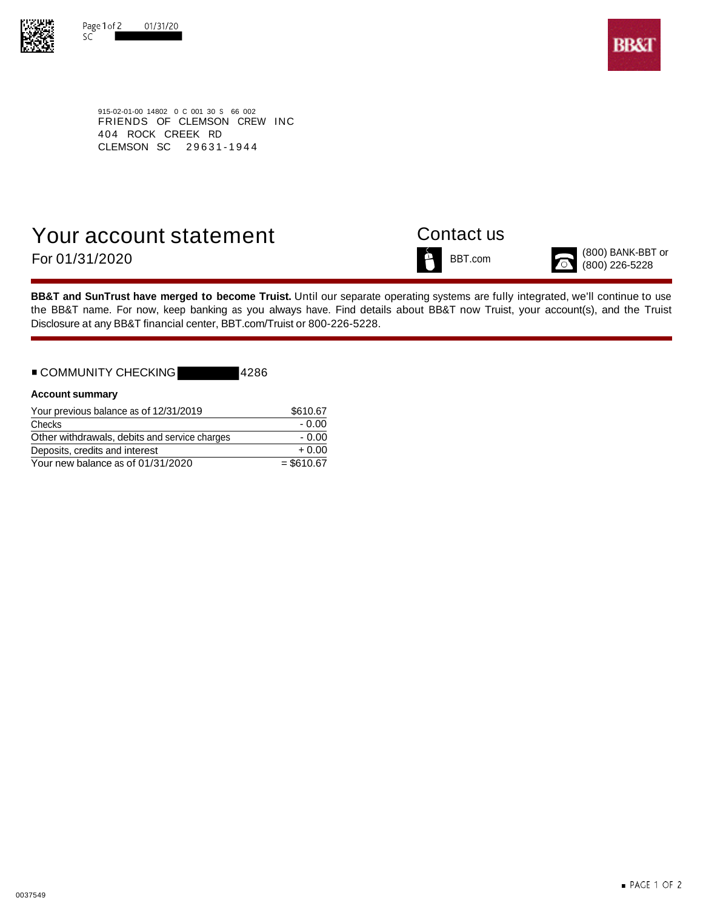915-02-01-00 14802 0 C 001 30 S 66 002
FRIENDS OF CLEMSON CREW INC
404 ROCK CREEK RD
CLEMSON SC 29631-1944

# Your account statement

For 01/31/2020

## Contact us

BBT.com

(800) BANK-BBT or (800) 226-5228

**BB&T and SunTrust have merged to become Truist.** Until our separate operating systems are fully integrated, we'll continue to use the BB&T name. For now, keep banking as you always have. Find details about BB&T now Truist, your account(s), and the Truist Disclosure at any BB&T financial center, BBT.com/Truist or 800-226-5228.

■ COMMUNITY CHECKING 4286

**Account summary**

| | |
|---|---|
| Your previous balance as of 12/31/2019 | $610.67 |
| Checks | - 0.00 |
| Other withdrawals, debits and service charges | - 0.00 |
| Deposits, credits and interest | + 0.00 |
| Your new balance as of 01/31/2020 | = $610.67 |

0037549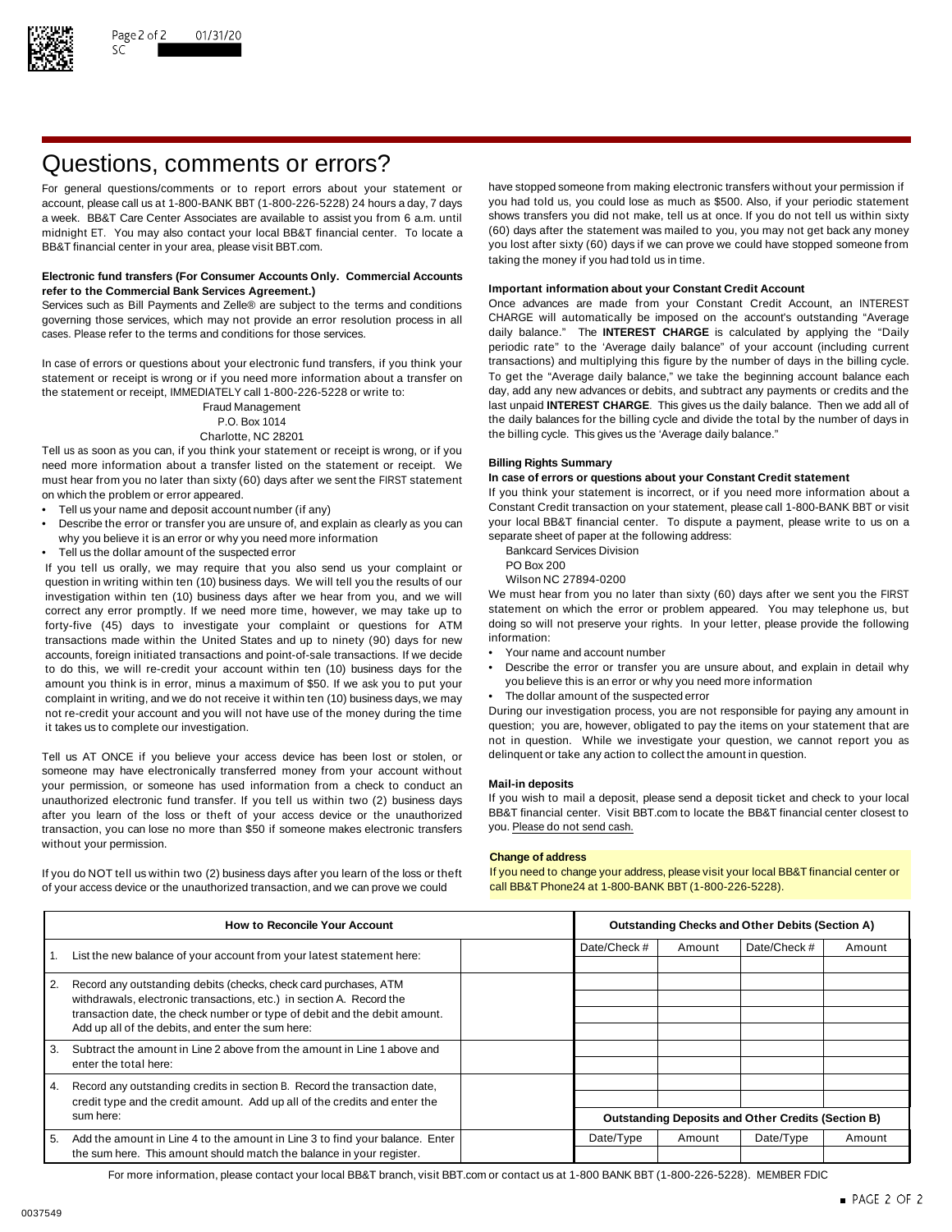# Questions, comments or errors?

For general questions/comments or to report errors about your statement or account, please call us at 1-800-BANK BBT (1-800-226-5228) 24 hours a day, 7 days a week. BB&T Care Center Associates are available to assist you from 6 a.m. until midnight ET. You may also contact your local BB&T financial center. To locate a BB&T financial center in your area, please visit BBT.com.

**Electronic fund transfers (For Consumer Accounts Only. Commercial Accounts refer to the Commercial Bank Services Agreement.)**

Services such as Bill Payments and Zelle® are subject to the terms and conditions governing those services, which may not provide an error resolution process in all cases. Please refer to the terms and conditions for those services.

In case of errors or questions about your electronic fund transfers, if you think your statement or receipt is wrong or if you need more information about a transfer on the statement or receipt, IMMEDIATELY call 1-800-226-5228 or write to:

Fraud Management
P.O. Box 1014
Charlotte, NC 28201

Tell us as soon as you can, if you think your statement or receipt is wrong, or if you need more information about a transfer listed on the statement or receipt. We must hear from you no later than sixty (60) days after we sent the FIRST statement on which the problem or error appeared.

- Tell us your name and deposit account number (if any)
- Describe the error or transfer you are unsure of, and explain as clearly as you can why you believe it is an error or why you need more information
- Tell us the dollar amount of the suspected error

If you tell us orally, we may require that you also send us your complaint or question in writing within ten (10) business days. We will tell you the results of our investigation within ten (10) business days after we hear from you, and we will correct any error promptly. If we need more time, however, we may take up to forty-five (45) days to investigate your complaint or questions for ATM transactions made within the United States and up to ninety (90) days for new accounts, foreign initiated transactions and point-of-sale transactions. If we decide to do this, we will re-credit your account within ten (10) business days for the amount you think is in error, minus a maximum of $50. If we ask you to put your complaint in writing, and we do not receive it within ten (10) business days, we may not re-credit your account and you will not have use of the money during the time it takes us to complete our investigation.

Tell us AT ONCE if you believe your access device has been lost or stolen, or someone may have electronically transferred money from your account without your permission, or someone has used information from a check to conduct an unauthorized electronic fund transfer. If you tell us within two (2) business days after you learn of the loss or theft of your access device or the unauthorized transaction, you can lose no more than $50 if someone makes electronic transfers without your permission.

If you do NOT tell us within two (2) business days after you learn of the loss or theft of your access device or the unauthorized transaction, and we can prove we could have stopped someone from making electronic transfers without your permission if you had told us, you could lose as much as $500. Also, if your periodic statement shows transfers you did not make, tell us at once. If you do not tell us within sixty (60) days after the statement was mailed to you, you may not get back any money you lost after sixty (60) days if we can prove we could have stopped someone from taking the money if you had told us in time.

**Important information about your Constant Credit Account**

Once advances are made from your Constant Credit Account, an INTEREST CHARGE will automatically be imposed on the account's outstanding "Average daily balance." The **INTEREST CHARGE** is calculated by applying the "Daily periodic rate" to the 'Average daily balance" of your account (including current transactions) and multiplying this figure by the number of days in the billing cycle. To get the "Average daily balance," we take the beginning account balance each day, add any new advances or debits, and subtract any payments or credits and the last unpaid **INTEREST CHARGE**. This gives us the daily balance. Then we add all of the daily balances for the billing cycle and divide the total by the number of days in the billing cycle. This gives us the 'Average daily balance."

**Billing Rights Summary**

**In case of errors or questions about your Constant Credit statement**

If you think your statement is incorrect, or if you need more information about a Constant Credit transaction on your statement, please call 1-800-BANK BBT or visit your local BB&T financial center. To dispute a payment, please write to us on a separate sheet of paper at the following address:

Bankcard Services Division
PO Box 200
Wilson NC 27894-0200

We must hear from you no later than sixty (60) days after we sent you the FIRST statement on which the error or problem appeared. You may telephone us, but doing so will not preserve your rights. In your letter, please provide the following information:

- Your name and account number
- Describe the error or transfer you are unsure about, and explain in detail why you believe this is an error or why you need more information
- The dollar amount of the suspected error

During our investigation process, you are not responsible for paying any amount in question; you are, however, obligated to pay the items on your statement that are not in question. While we investigate your question, we cannot report you as delinquent or take any action to collect the amount in question.

**Mail-in deposits**

If you wish to mail a deposit, please send a deposit ticket and check to your local BB&T financial center. Visit BBT.com to locate the BB&T financial center closest to you. Please do not send cash.

**Change of address**

If you need to change your address, please visit your local BB&T financial center or call BB&T Phone24 at 1-800-BANK BBT (1-800-226-5228).

| How to Reconcile Your Account | |
|---|---|
| 1. List the new balance of your account from your latest statement here: | |
| 2. Record any outstanding debits (checks, check card purchases, ATM withdrawals, electronic transactions, etc.) in section A. Record the transaction date, the check number or type of debit and the debit amount. Add up all of the debits, and enter the sum here: | |
| 3. Subtract the amount in Line 2 above from the amount in Line 1 above and enter the total here: | |
| 4. Record any outstanding credits in section B. Record the transaction date, credit type and the credit amount. Add up all of the credits and enter the sum here: | |
| 5. Add the amount in Line 4 to the amount in Line 3 to find your balance. Enter the sum here. This amount should match the balance in your register. | |

| Outstanding Checks and Other Debits (Section A) | | | |
|---|---|---|---|
| Date/Check # | Amount | Date/Check # | Amount |
| | | | |
| | | | |
| | | | |
| | | | |
| | | | |
| | | | |
| | | | |
| | | | |
| | | | |

| Outstanding Deposits and Other Credits (Section B) | | | |
|---|---|---|---|
| Date/Type | Amount | Date/Type | Amount |
| | | | |

For more information, please contact your local BB&T branch, visit BBT.com or contact us at 1-800 BANK BBT (1-800-226-5228). MEMBER FDIC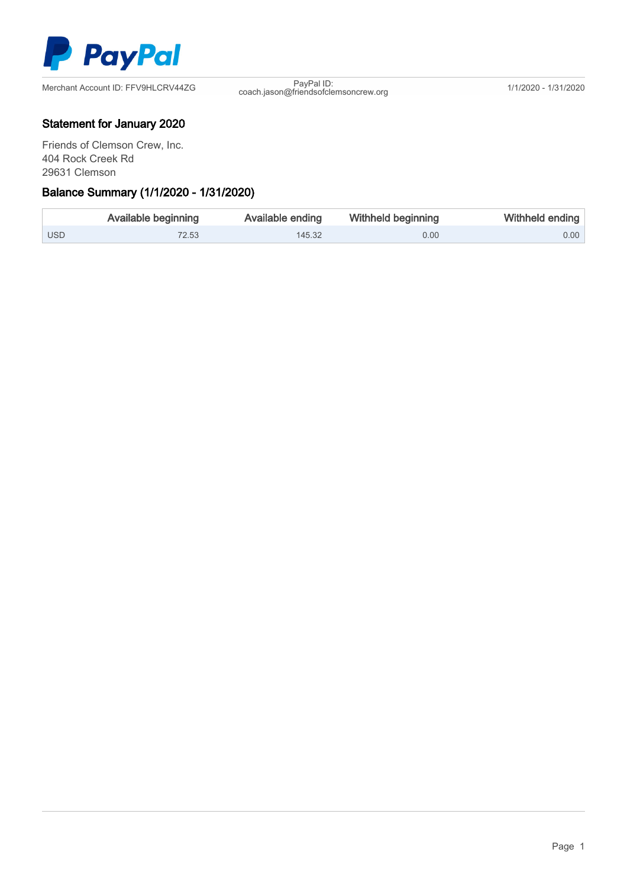Merchant Account ID: FFV9HLCRV44ZG

PayPal ID: coach.jason@friendsofclemsoncrew.org

1/1/2020 - 1/31/2020

## Statement for January 2020

Friends of Clemson Crew, Inc.
404 Rock Creek Rd
29631 Clemson

## Balance Summary (1/1/2020 - 1/31/2020)

| | Available beginning | Available ending | Withheld beginning | Withheld ending |
|---|---|---|---|---|
| USD | 72.53 | 145.32 | 0.00 | 0.00 |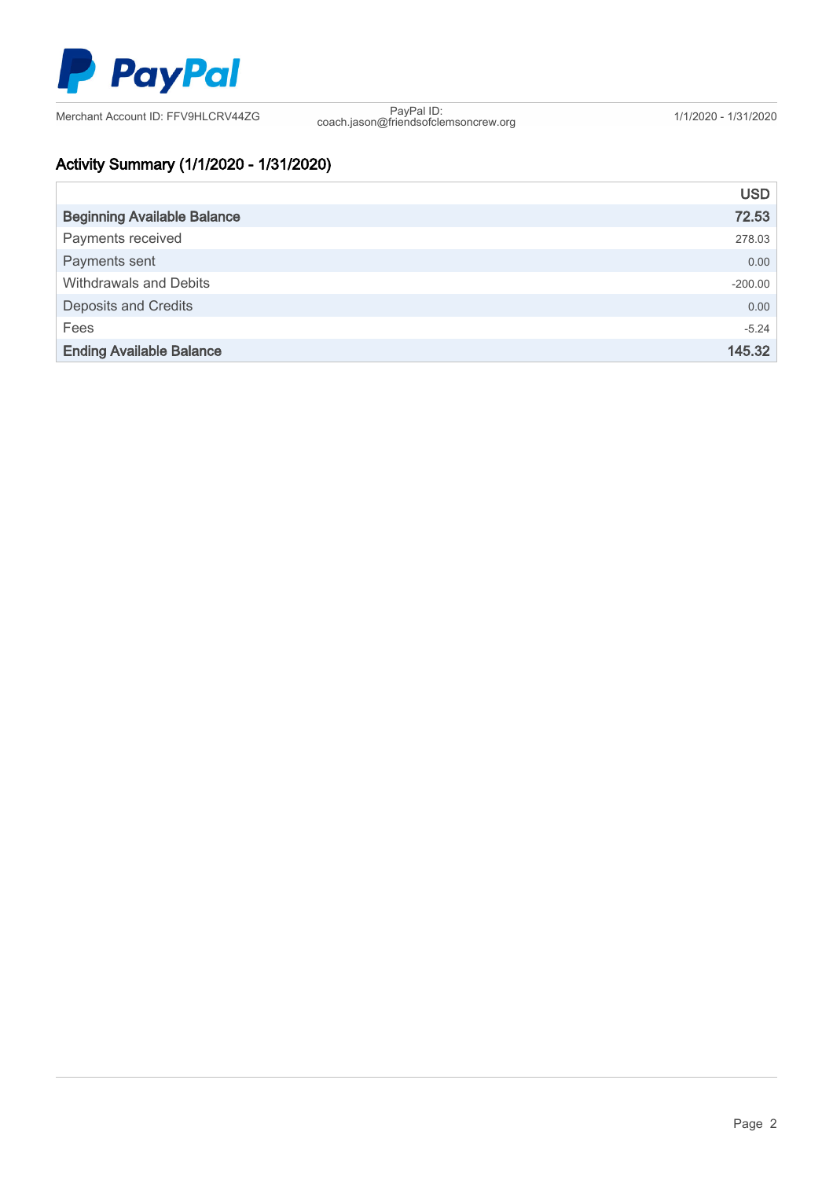PayPal

Merchant Account ID: FFV9HLCRV44ZG

PayPal ID: coach.jason@friendsofclemsoncrew.org

1/1/2020 - 1/31/2020

## Activity Summary (1/1/2020 - 1/31/2020)

| | USD |
|---|---|
| **Beginning Available Balance** | **72.53** |
| Payments received | 278.03 |
| Payments sent | 0.00 |
| Withdrawals and Debits | -200.00 |
| Deposits and Credits | 0.00 |
| Fees | -5.24 |
| **Ending Available Balance** | **145.32** |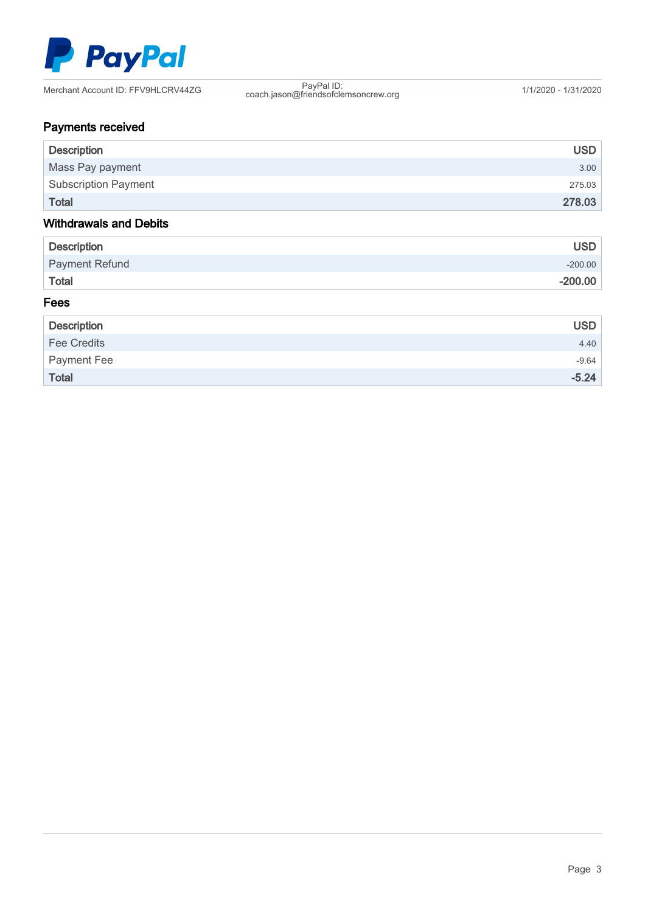PayPal

Merchant Account ID: FFV9HLCRV44ZG

PayPal ID: coach.jason@friendsofclemsoncrew.org

1/1/2020 - 1/31/2020

## Payments received

| Description | USD |
|---|---|
| Mass Pay payment | 3.00 |
| Subscription Payment | 275.03 |
| **Total** | **278.03** |

## Withdrawals and Debits

| Description | USD |
|---|---|
| Payment Refund | -200.00 |
| **Total** | **-200.00** |

## Fees

| Description | USD |
|---|---|
| Fee Credits | 4.40 |
| Payment Fee | -9.64 |
| **Total** | **-5.24** |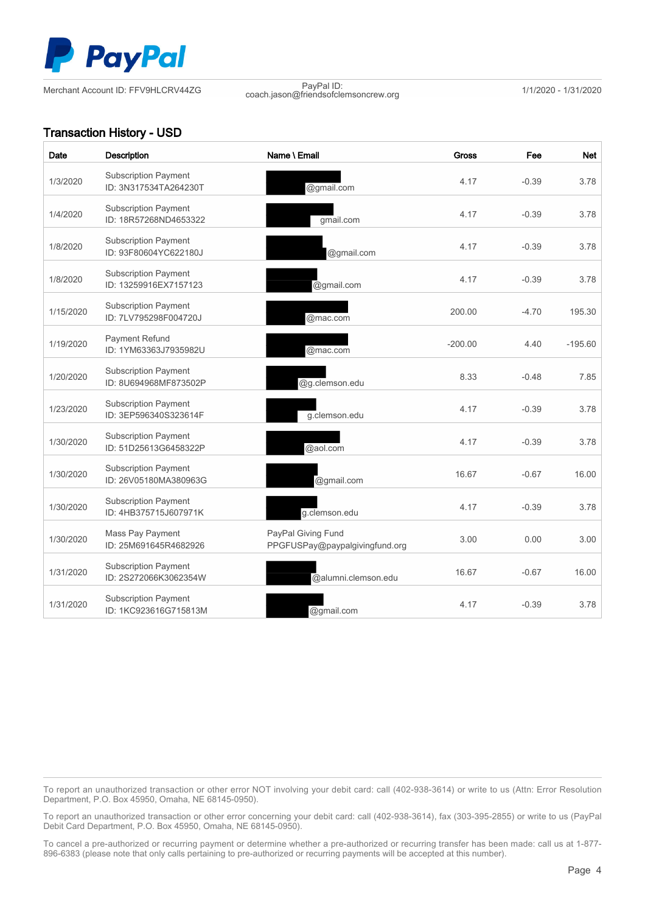Merchant Account ID: FFV9HLCRV44ZG

PayPal ID: coach.jason@friendsofclemsoncrew.org

1/1/2020 - 1/31/2020

## Transaction History - USD

| Date | Description | Name \ Email | Gross | Fee | Net |
|---|---|---|---|---|---|
| 1/3/2020 | Subscription Payment ID: 3N317534TA264230T | @gmail.com | 4.17 | -0.39 | 3.78 |
| 1/4/2020 | Subscription Payment ID: 18R57268ND4653322 | gmail.com | 4.17 | -0.39 | 3.78 |
| 1/8/2020 | Subscription Payment ID: 93F80604YC622180J | @gmail.com | 4.17 | -0.39 | 3.78 |
| 1/8/2020 | Subscription Payment ID: 13259916EX7157123 | @gmail.com | 4.17 | -0.39 | 3.78 |
| 1/15/2020 | Subscription Payment ID: 7LV795298F004720J | @mac.com | 200.00 | -4.70 | 195.30 |
| 1/19/2020 | Payment Refund ID: 1YM63363J7935982U | @mac.com | -200.00 | 4.40 | -195.60 |
| 1/20/2020 | Subscription Payment ID: 8U694968MF873502P | @g.clemson.edu | 8.33 | -0.48 | 7.85 |
| 1/23/2020 | Subscription Payment ID: 3EP596340S323614F | g.clemson.edu | 4.17 | -0.39 | 3.78 |
| 1/30/2020 | Subscription Payment ID: 51D25613G6458322P | @aol.com | 4.17 | -0.39 | 3.78 |
| 1/30/2020 | Subscription Payment ID: 26V05180MA380963G | @gmail.com | 16.67 | -0.67 | 16.00 |
| 1/30/2020 | Subscription Payment ID: 4HB375715J607971K | g.clemson.edu | 4.17 | -0.39 | 3.78 |
| 1/30/2020 | Mass Pay Payment ID: 25M691645R4682926 | PayPal Giving Fund PPGFUSPay@paypalgivingfund.org | 3.00 | 0.00 | 3.00 |
| 1/31/2020 | Subscription Payment ID: 2S272066K3062354W | @alumni.clemson.edu | 16.67 | -0.67 | 16.00 |
| 1/31/2020 | Subscription Payment ID: 1KC923616G715813M | @gmail.com | 4.17 | -0.39 | 3.78 |

To report an unauthorized transaction or other error NOT involving your debit card: call (402-938-3614) or write to us (Attn: Error Resolution Department, P.O. Box 45950, Omaha, NE 68145-0950).

To report an unauthorized transaction or other error concerning your debit card: call (402-938-3614), fax (303-395-2855) or write to us (PayPal Debit Card Department, P.O. Box 45950, Omaha, NE 68145-0950).

To cancel a pre-authorized or recurring payment or determine whether a pre-authorized or recurring transfer has been made: call us at 1-877-896-6383 (please note that only calls pertaining to pre-authorized or recurring payments will be accepted at this number).